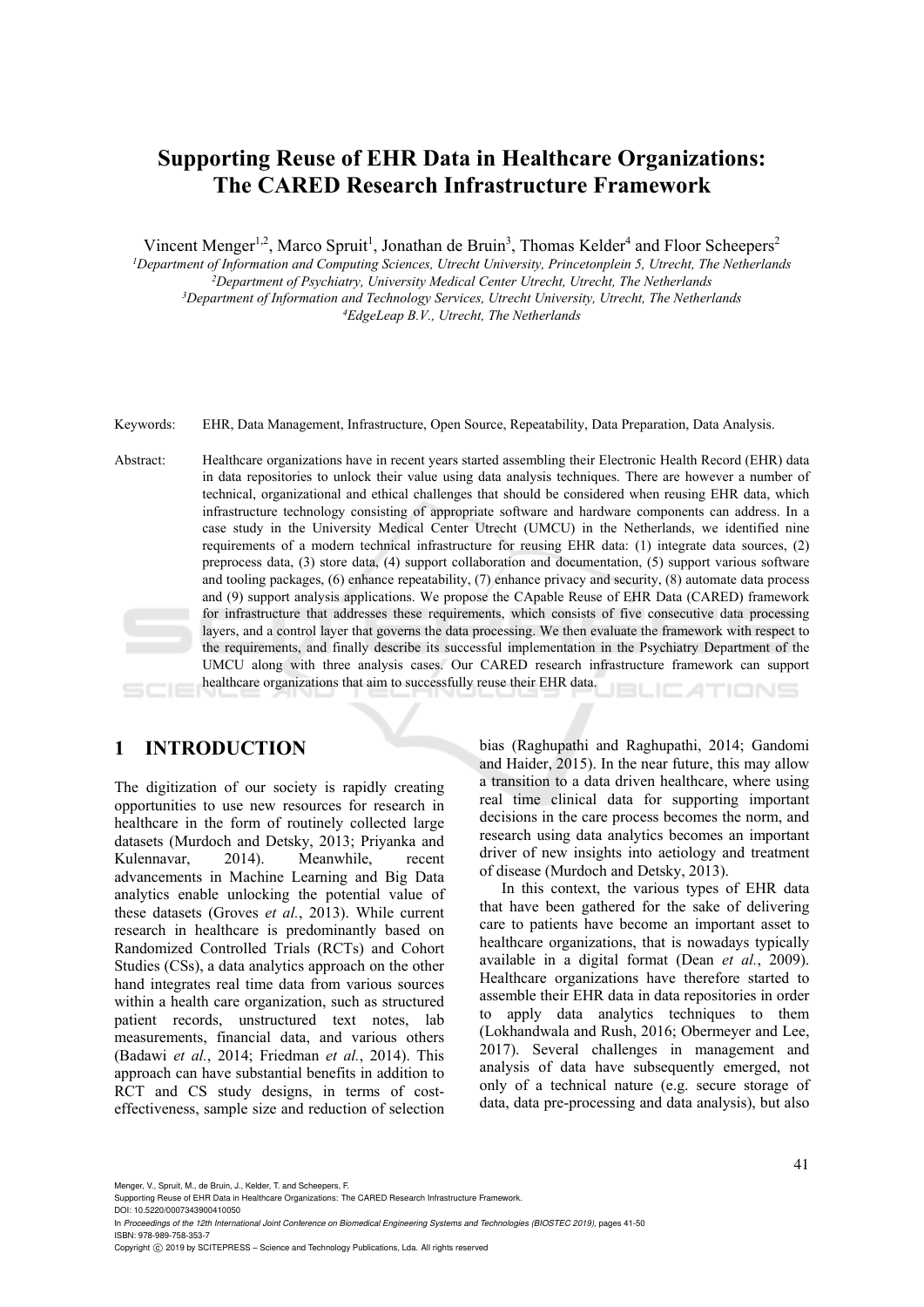# Supporting Reuse of EHR Data in Healthcare Organizations: The CARED Research Infrastructure Framework

Vincent Menger[1,2], Marco Spruit[1], Jonathan de Bruin[3], Thomas Kelder[4] and Floor Scheepers[2]

[1]*Department of Information and Computing Sciences, Utrecht University, Princetonplein 5, Utrecht, The Netherlands*
[2]*Department of Psychiatry, University Medical Center Utrecht, Utrecht, The Netherlands*
[3]*Department of Information and Technology Services, Utrecht University, Utrecht, The Netherlands*
[4]*EdgeLeap B.V., Utrecht, The Netherlands*

Keywords: EHR, Data Management, Infrastructure, Open Source, Repeatability, Data Preparation, Data Analysis.

Abstract: Healthcare organizations have in recent years started assembling their Electronic Health Record (EHR) data in data repositories to unlock their value using data analysis techniques. There are however a number of technical, organizational and ethical challenges that should be considered when reusing EHR data, which infrastructure technology consisting of appropriate software and hardware components can address. In a case study in the University Medical Center Utrecht (UMCU) in the Netherlands, we identified nine requirements of a modern technical infrastructure for reusing EHR data: (1) integrate data sources, (2) preprocess data, (3) store data, (4) support collaboration and documentation, (5) support various software and tooling packages, (6) enhance repeatability, (7) enhance privacy and security, (8) automate data process and (9) support analysis applications. We propose the CApable Reuse of EHR Data (CARED) framework for infrastructure that addresses these requirements, which consists of five consecutive data processing layers, and a control layer that governs the data processing. We then evaluate the framework with respect to the requirements, and finally describe its successful implementation in the Psychiatry Department of the UMCU along with three analysis cases. Our CARED research infrastructure framework can support healthcare organizations that aim to successfully reuse their EHR data.

## 1 INTRODUCTION

The digitization of our society is rapidly creating opportunities to use new resources for research in healthcare in the form of routinely collected large datasets (Murdoch and Detsky, 2013; Priyanka and Kulennavar, 2014). Meanwhile, recent advancements in Machine Learning and Big Data analytics enable unlocking the potential value of these datasets (Groves *et al.*, 2013). While current research in healthcare is predominantly based on Randomized Controlled Trials (RCTs) and Cohort Studies (CSs), a data analytics approach on the other hand integrates real time data from various sources within a health care organization, such as structured patient records, unstructured text notes, lab measurements, financial data, and various others (Badawi *et al.*, 2014; Friedman *et al.*, 2014). This approach can have substantial benefits in addition to RCT and CS study designs, in terms of cost-effectiveness, sample size and reduction of selection bias (Raghupathi and Raghupathi, 2014; Gandomi and Haider, 2015). In the near future, this may allow a transition to a data driven healthcare, where using real time clinical data for supporting important decisions in the care process becomes the norm, and research using data analytics becomes an important driver of new insights into aetiology and treatment of disease (Murdoch and Detsky, 2013).

In this context, the various types of EHR data that have been gathered for the sake of delivering care to patients have become an important asset to healthcare organizations, that is nowadays typically available in a digital format (Dean *et al.*, 2009). Healthcare organizations have therefore started to assemble their EHR data in data repositories in order to apply data analytics techniques to them (Lokhandwala and Rush, 2016; Obermeyer and Lee, 2017). Several challenges in management and analysis of data have subsequently emerged, not only of a technical nature (e.g. secure storage of data, data pre-processing and data analysis), but also

Menger, V., Spruit, M., de Bruin, J., Kelder, T. and Scheepers, F.
Supporting Reuse of EHR Data in Healthcare Organizations: The CARED Research Infrastructure Framework.
DOI: 10.5220/0007343900410050
In *Proceedings of the 12th International Joint Conference on Biomedical Engineering Systems and Technologies (BIOSTEC 2019)*, pages 41-50
ISBN: 978-989-758-353-7
Copyright © 2019 by SCITEPRESS – Science and Technology Publications, Lda. All rights reserved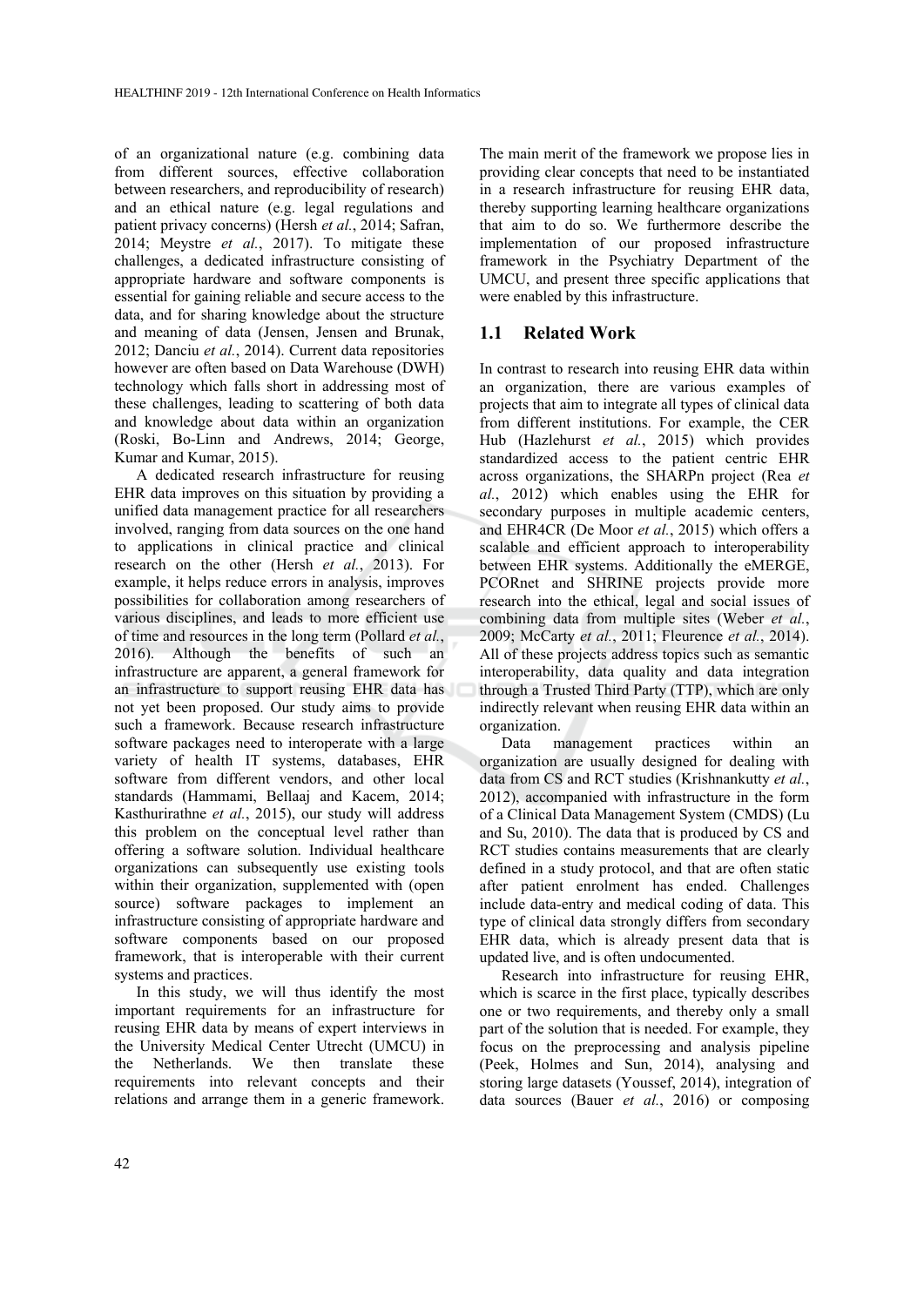of an organizational nature (e.g. combining data from different sources, effective collaboration between researchers, and reproducibility of research) and an ethical nature (e.g. legal regulations and patient privacy concerns) (Hersh *et al.*, 2014; Safran, 2014; Meystre *et al.*, 2017). To mitigate these challenges, a dedicated infrastructure consisting of appropriate hardware and software components is essential for gaining reliable and secure access to the data, and for sharing knowledge about the structure and meaning of data (Jensen, Jensen and Brunak, 2012; Danciu *et al.*, 2014). Current data repositories however are often based on Data Warehouse (DWH) technology which falls short in addressing most of these challenges, leading to scattering of both data and knowledge about data within an organization (Roski, Bo-Linn and Andrews, 2014; George, Kumar and Kumar, 2015).

A dedicated research infrastructure for reusing EHR data improves on this situation by providing a unified data management practice for all researchers involved, ranging from data sources on the one hand to applications in clinical practice and clinical research on the other (Hersh *et al.*, 2013). For example, it helps reduce errors in analysis, improves possibilities for collaboration among researchers of various disciplines, and leads to more efficient use of time and resources in the long term (Pollard *et al.*, 2016). Although the benefits of such an infrastructure are apparent, a general framework for an infrastructure to support reusing EHR data has not yet been proposed. Our study aims to provide such a framework. Because research infrastructure software packages need to interoperate with a large variety of health IT systems, databases, EHR software from different vendors, and other local standards (Hammami, Bellaaj and Kacem, 2014; Kasthurirathne *et al.*, 2015), our study will address this problem on the conceptual level rather than offering a software solution. Individual healthcare organizations can subsequently use existing tools within their organization, supplemented with (open source) software packages to implement an infrastructure consisting of appropriate hardware and software components based on our proposed framework, that is interoperable with their current systems and practices.

In this study, we will thus identify the most important requirements for an infrastructure for reusing EHR data by means of expert interviews in the University Medical Center Utrecht (UMCU) in the Netherlands. We then translate these requirements into relevant concepts and their relations and arrange them in a generic framework. The main merit of the framework we propose lies in providing clear concepts that need to be instantiated in a research infrastructure for reusing EHR data, thereby supporting learning healthcare organizations that aim to do so. We furthermore describe the implementation of our proposed infrastructure framework in the Psychiatry Department of the UMCU, and present three specific applications that were enabled by this infrastructure.

## 1.1 Related Work

In contrast to research into reusing EHR data within an organization, there are various examples of projects that aim to integrate all types of clinical data from different institutions. For example, the CER Hub (Hazlehurst *et al.*, 2015) which provides standardized access to the patient centric EHR across organizations, the SHARPn project (Rea *et al.*, 2012) which enables using the EHR for secondary purposes in multiple academic centers, and EHR4CR (De Moor *et al.*, 2015) which offers a scalable and efficient approach to interoperability between EHR systems. Additionally the eMERGE, PCORnet and SHRINE projects provide more research into the ethical, legal and social issues of combining data from multiple sites (Weber *et al.*, 2009; McCarty *et al.*, 2011; Fleurence *et al.*, 2014). All of these projects address topics such as semantic interoperability, data quality and data integration through a Trusted Third Party (TTP), which are only indirectly relevant when reusing EHR data within an organization.

Data management practices within an organization are usually designed for dealing with data from CS and RCT studies (Krishnankutty *et al.*, 2012), accompanied with infrastructure in the form of a Clinical Data Management System (CMDS) (Lu and Su, 2010). The data that is produced by CS and RCT studies contains measurements that are clearly defined in a study protocol, and that are often static after patient enrolment has ended. Challenges include data-entry and medical coding of data. This type of clinical data strongly differs from secondary EHR data, which is already present data that is updated live, and is often undocumented.

Research into infrastructure for reusing EHR, which is scarce in the first place, typically describes one or two requirements, and thereby only a small part of the solution that is needed. For example, they focus on the preprocessing and analysis pipeline (Peek, Holmes and Sun, 2014), analysing and storing large datasets (Youssef, 2014), integration of data sources (Bauer *et al.*, 2016) or composing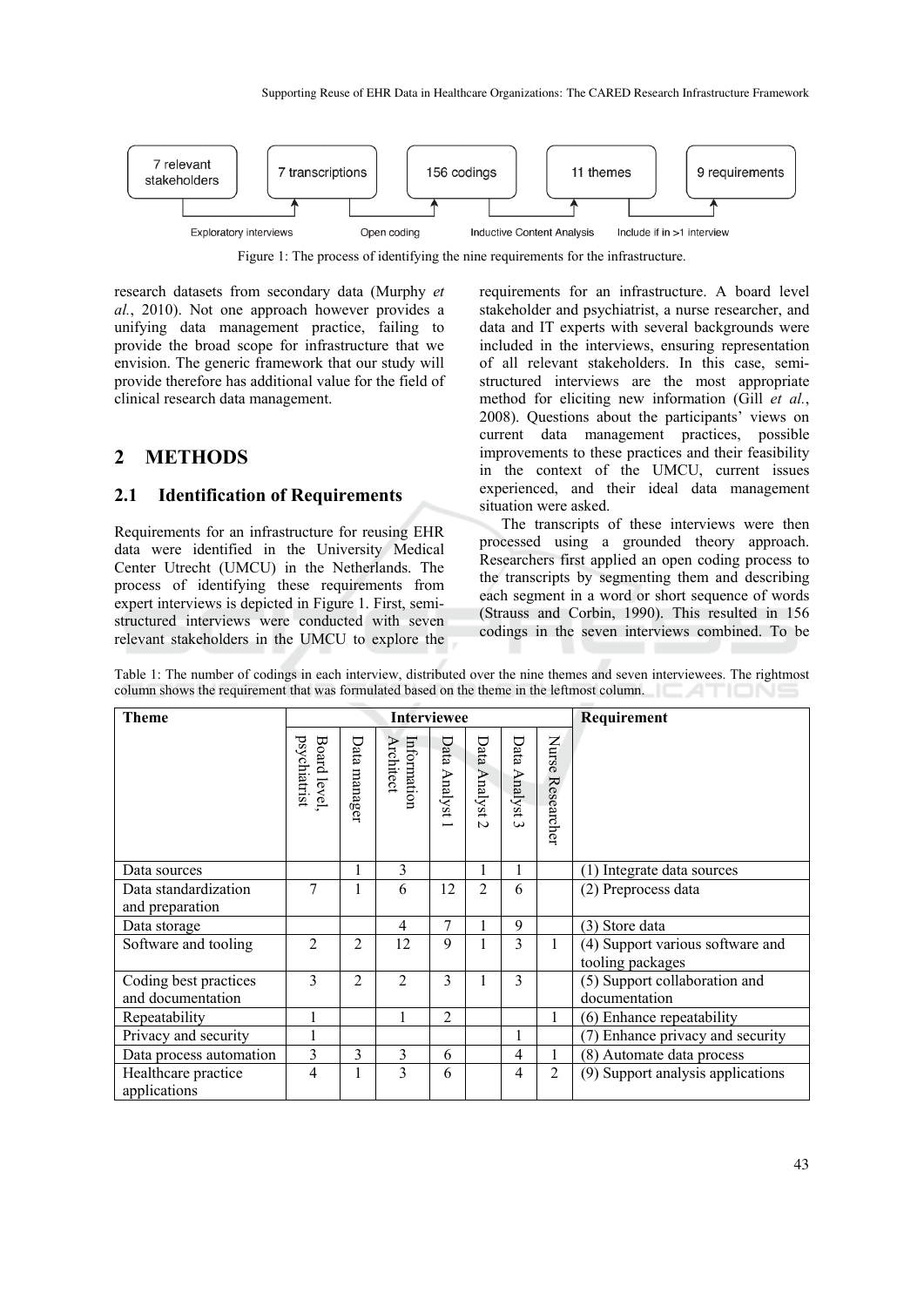7 relevant stakeholders → (Exploratory interviews) → 7 transcriptions → (Open coding) → 156 codings → (Inductive Content Analysis) → 11 themes → (Include if in >1 interview) → 9 requirements

Figure 1: The process of identifying the nine requirements for the infrastructure.

research datasets from secondary data (Murphy *et al.*, 2010). Not one approach however provides a unifying data management practice, failing to provide the broad scope for infrastructure that we envision. The generic framework that our study will provide therefore has additional value for the field of clinical research data management.

## 2 METHODS

### 2.1 Identification of Requirements

Requirements for an infrastructure for reusing EHR data were identified in the University Medical Center Utrecht (UMCU) in the Netherlands. The process of identifying these requirements from expert interviews is depicted in Figure 1. First, semi-structured interviews were conducted with seven relevant stakeholders in the UMCU to explore the requirements for an infrastructure. A board level stakeholder and psychiatrist, a nurse researcher, and data and IT experts with several backgrounds were included in the interviews, ensuring representation of all relevant stakeholders. In this case, semi-structured interviews are the most appropriate method for eliciting new information (Gill *et al.*, 2008). Questions about the participants' views on current data management practices, possible improvements to these practices and their feasibility in the context of the UMCU, current issues experienced, and their ideal data management situation were asked.

The transcripts of these interviews were then processed using a grounded theory approach. Researchers first applied an open coding process to the transcripts by segmenting them and describing each segment in a word or short sequence of words (Strauss and Corbin, 1990). This resulted in 156 codings in the seven interviews combined. To be

Table 1: The number of codings in each interview, distributed over the nine themes and seven interviewees. The rightmost column shows the requirement that was formulated based on the theme in the leftmost column.

| Theme | Interviewee | | | | | | | Requirement |
|---|---|---|---|---|---|---|---|---|
| | Board level, psychiatrist | Data manager | Information Architect | Data Analyst 1 | Data Analyst 2 | Data Analyst 3 | Nurse Researcher | |
| Data sources | | 1 | 3 | | 1 | 1 | | (1) Integrate data sources |
| Data standardization and preparation | 7 | 1 | 6 | 12 | 2 | 6 | | (2) Preprocess data |
| Data storage | | | 4 | 7 | 1 | 9 | | (3) Store data |
| Software and tooling | 2 | 2 | 12 | 9 | 1 | 3 | 1 | (4) Support various software and tooling packages |
| Coding best practices and documentation | 3 | 2 | 2 | 3 | 1 | 3 | | (5) Support collaboration and documentation |
| Repeatability | 1 | | 1 | 2 | | | 1 | (6) Enhance repeatability |
| Privacy and security | 1 | | | | | 1 | | (7) Enhance privacy and security |
| Data process automation | 3 | 3 | 3 | 6 | | 4 | 1 | (8) Automate data process |
| Healthcare practice applications | 4 | 1 | 3 | 6 | | 4 | 2 | (9) Support analysis applications |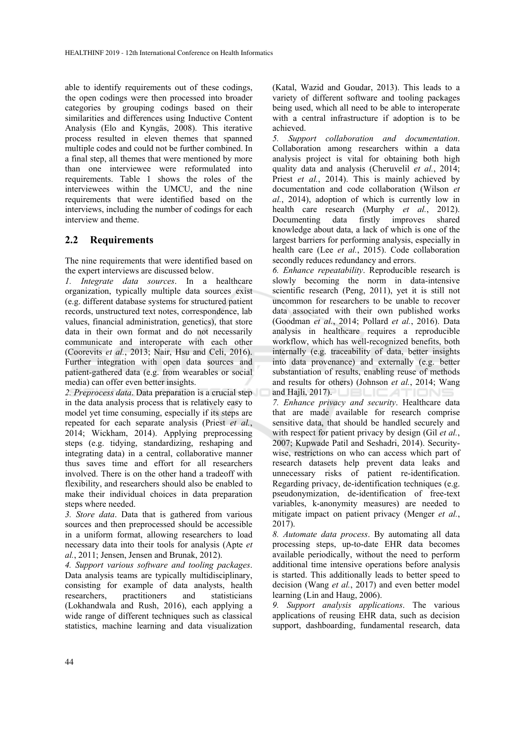able to identify requirements out of these codings, the open codings were then processed into broader categories by grouping codings based on their similarities and differences using Inductive Content Analysis (Elo and Kyngäs, 2008). This iterative process resulted in eleven themes that spanned multiple codes and could not be further combined. In a final step, all themes that were mentioned by more than one interviewee were reformulated into requirements. Table 1 shows the roles of the interviewees within the UMCU, and the nine requirements that were identified based on the interviews, including the number of codings for each interview and theme.

## 2.2 Requirements

The nine requirements that were identified based on the expert interviews are discussed below.

*1. Integrate data sources*. In a healthcare organization, typically multiple data sources exist (e.g. different database systems for structured patient records, unstructured text notes, correspondence, lab values, financial administration, genetics), that store data in their own format and do not necessarily communicate and interoperate with each other (Coorevits *et al.*, 2013; Nair, Hsu and Celi, 2016). Further integration with open data sources and patient-gathered data (e.g. from wearables or social media) can offer even better insights.

*2. Preprocess data*. Data preparation is a crucial step in the data analysis process that is relatively easy to model yet time consuming, especially if its steps are repeated for each separate analysis (Priest *et al.*, 2014; Wickham, 2014). Applying preprocessing steps (e.g. tidying, standardizing, reshaping and integrating data) in a central, collaborative manner thus saves time and effort for all researchers involved. There is on the other hand a tradeoff with flexibility, and researchers should also be enabled to make their individual choices in data preparation steps where needed.

*3. Store data*. Data that is gathered from various sources and then preprocessed should be accessible in a uniform format, allowing researchers to load necessary data into their tools for analysis (Apte *et al.*, 2011; Jensen, Jensen and Brunak, 2012).

*4. Support various software and tooling packages*. Data analysis teams are typically multidisciplinary, consisting for example of data analysts, health researchers, practitioners and statisticians (Lokhandwala and Rush, 2016), each applying a wide range of different techniques such as classical statistics, machine learning and data visualization (Katal, Wazid and Goudar, 2013). This leads to a variety of different software and tooling packages being used, which all need to be able to interoperate with a central infrastructure if adoption is to be achieved.

*5. Support collaboration and documentation*. Collaboration among researchers within a data analysis project is vital for obtaining both high quality data and analysis (Cheruvelil *et al.*, 2014; Priest *et al.*, 2014). This is mainly achieved by documentation and code collaboration (Wilson *et al.*, 2014), adoption of which is currently low in health care research (Murphy *et al.*, 2012). Documenting data firstly improves shared knowledge about data, a lack of which is one of the largest barriers for performing analysis, especially in health care (Lee *et al.*, 2015). Code collaboration secondly reduces redundancy and errors.

*6. Enhance repeatability*. Reproducible research is slowly becoming the norm in data-intensive scientific research (Peng, 2011), yet it is still not uncommon for researchers to be unable to recover data associated with their own published works (Goodman *et al.*, 2014; Pollard *et al.*, 2016). Data analysis in healthcare requires a reproducible workflow, which has well-recognized benefits, both internally (e.g. traceability of data, better insights into data provenance) and externally (e.g. better substantiation of results, enabling reuse of methods and results for others) (Johnson *et al.*, 2014; Wang and Hajli, 2017).

*7. Enhance privacy and security*. Healthcare data that are made available for research comprise sensitive data, that should be handled securely and with respect for patient privacy by design (Gil *et al.*, 2007; Kupwade Patil and Seshadri, 2014). Security-wise, restrictions on who can access which part of research datasets help prevent data leaks and unnecessary risks of patient re-identification. Regarding privacy, de-identification techniques (e.g. pseudonymization, de-identification of free-text variables, k-anonymity measures) are needed to mitigate impact on patient privacy (Menger *et al.*, 2017).

*8. Automate data process*. By automating all data processing steps, up-to-date EHR data becomes available periodically, without the need to perform additional time intensive operations before analysis is started. This additionally leads to better speed to decision (Wang *et al.*, 2017) and even better model learning (Lin and Haug, 2006).

*9. Support analysis applications*. The various applications of reusing EHR data, such as decision support, dashboarding, fundamental research, data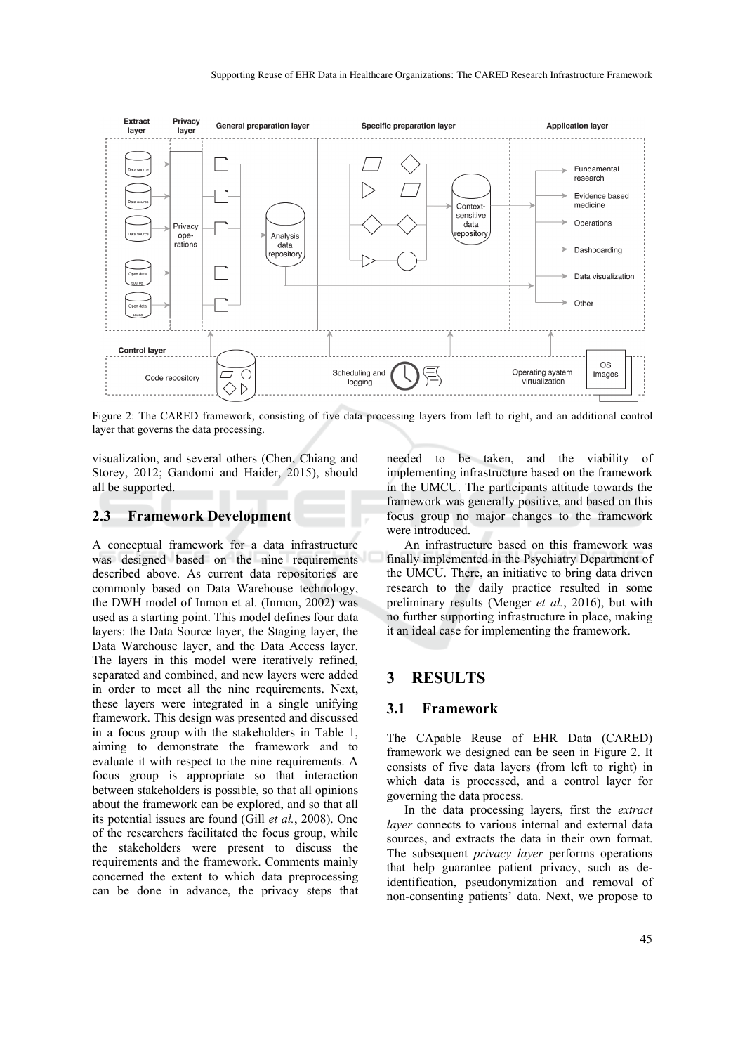Figure 2: The CARED framework, consisting of five data processing layers from left to right, and an additional control layer that governs the data processing.

visualization, and several others (Chen, Chiang and Storey, 2012; Gandomi and Haider, 2015), should all be supported.

### 2.3 Framework Development

A conceptual framework for a data infrastructure was designed based on the nine requirements described above. As current data repositories are commonly based on Data Warehouse technology, the DWH model of Inmon et al. (Inmon, 2002) was used as a starting point. This model defines four data layers: the Data Source layer, the Staging layer, the Data Warehouse layer, and the Data Access layer. The layers in this model were iteratively refined, separated and combined, and new layers were added in order to meet all the nine requirements. Next, these layers were integrated in a single unifying framework. This design was presented and discussed in a focus group with the stakeholders in Table 1, aiming to demonstrate the framework and to evaluate it with respect to the nine requirements. A focus group is appropriate so that interaction between stakeholders is possible, so that all opinions about the framework can be explored, and so that all its potential issues are found (Gill *et al.*, 2008). One of the researchers facilitated the focus group, while the stakeholders were present to discuss the requirements and the framework. Comments mainly concerned the extent to which data preprocessing can be done in advance, the privacy steps that needed to be taken, and the viability of implementing infrastructure based on the framework in the UMCU. The participants attitude towards the framework was generally positive, and based on this focus group no major changes to the framework were introduced.

An infrastructure based on this framework was finally implemented in the Psychiatry Department of the UMCU. There, an initiative to bring data driven research to the daily practice resulted in some preliminary results (Menger *et al.*, 2016), but with no further supporting infrastructure in place, making it an ideal case for implementing the framework.

## 3 RESULTS

### 3.1 Framework

The CApable Reuse of EHR Data (CARED) framework we designed can be seen in Figure 2. It consists of five data layers (from left to right) in which data is processed, and a control layer for governing the data process.

In the data processing layers, first the *extract layer* connects to various internal and external data sources, and extracts the data in their own format. The subsequent *privacy layer* performs operations that help guarantee patient privacy, such as de-identification, pseudonymization and removal of non-consenting patients' data. Next, we propose to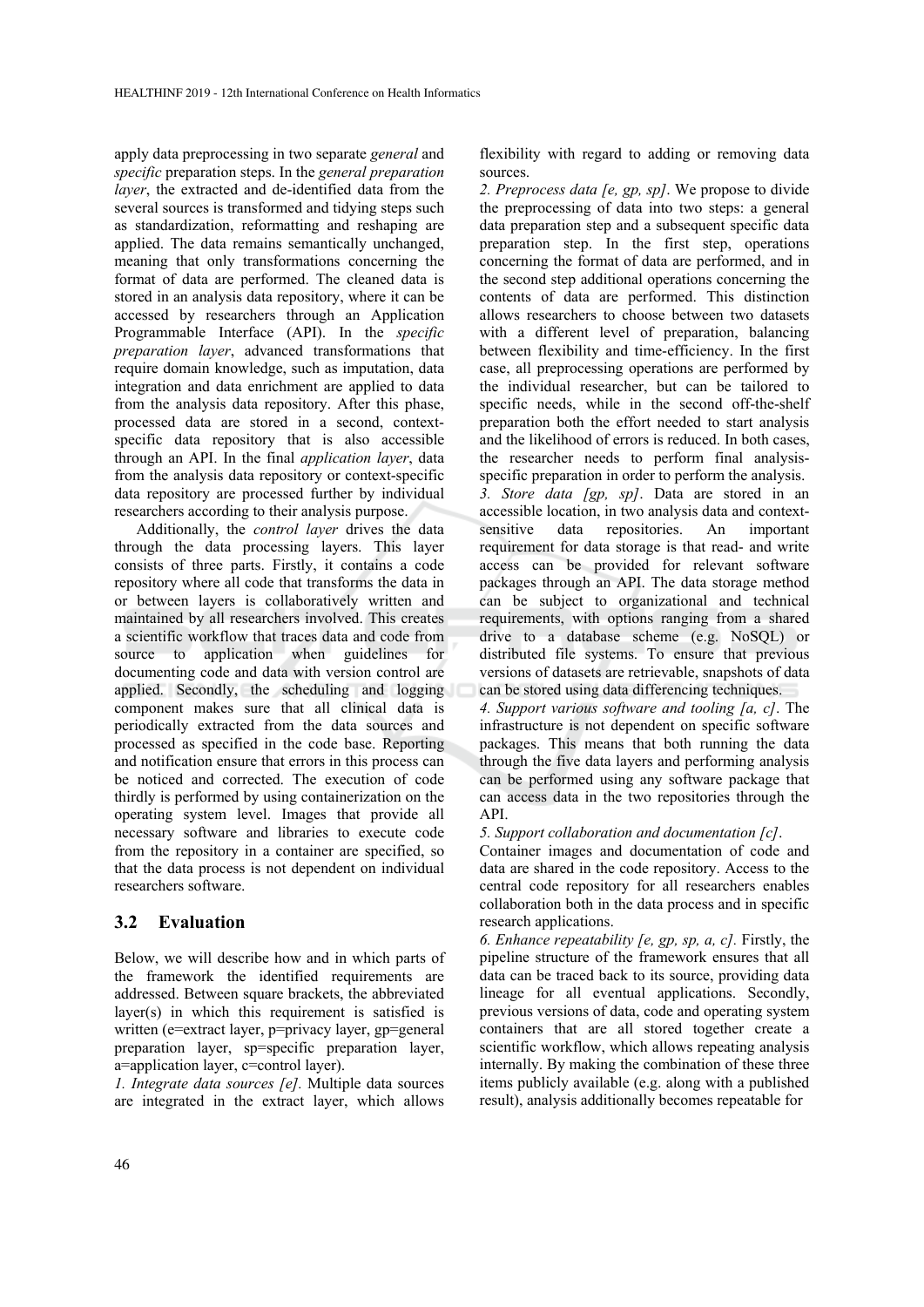apply data preprocessing in two separate *general* and *specific* preparation steps. In the *general preparation layer*, the extracted and de-identified data from the several sources is transformed and tidying steps such as standardization, reformatting and reshaping are applied. The data remains semantically unchanged, meaning that only transformations concerning the format of data are performed. The cleaned data is stored in an analysis data repository, where it can be accessed by researchers through an Application Programmable Interface (API). In the *specific preparation layer*, advanced transformations that require domain knowledge, such as imputation, data integration and data enrichment are applied to data from the analysis data repository. After this phase, processed data are stored in a second, context-specific data repository that is also accessible through an API. In the final *application layer*, data from the analysis data repository or context-specific data repository are processed further by individual researchers according to their analysis purpose.

Additionally, the *control layer* drives the data through the data processing layers. This layer consists of three parts. Firstly, it contains a code repository where all code that transforms the data in or between layers is collaboratively written and maintained by all researchers involved. This creates a scientific workflow that traces data and code from source to application when guidelines for documenting code and data with version control are applied. Secondly, the scheduling and logging component makes sure that all clinical data is periodically extracted from the data sources and processed as specified in the code base. Reporting and notification ensure that errors in this process can be noticed and corrected. The execution of code thirdly is performed by using containerization on the operating system level. Images that provide all necessary software and libraries to execute code from the repository in a container are specified, so that the data process is not dependent on individual researchers software.

### 3.2 Evaluation

Below, we will describe how and in which parts of the framework the identified requirements are addressed. Between square brackets, the abbreviated layer(s) in which this requirement is satisfied is written (e=extract layer, p=privacy layer, gp=general preparation layer, sp=specific preparation layer, a=application layer, c=control layer).

*1. Integrate data sources [e].* Multiple data sources are integrated in the extract layer, which allows flexibility with regard to adding or removing data sources.

*2. Preprocess data [e, gp, sp].* We propose to divide the preprocessing of data into two steps: a general data preparation step and a subsequent specific data preparation step. In the first step, operations concerning the format of data are performed, and in the second step additional operations concerning the contents of data are performed. This distinction allows researchers to choose between two datasets with a different level of preparation, balancing between flexibility and time-efficiency. In the first case, all preprocessing operations are performed by the individual researcher, but can be tailored to specific needs, while in the second off-the-shelf preparation both the effort needed to start analysis and the likelihood of errors is reduced. In both cases, the researcher needs to perform final analysis-specific preparation in order to perform the analysis.

*3. Store data [gp, sp].* Data are stored in an accessible location, in two analysis data and context-sensitive data repositories. An important requirement for data storage is that read- and write access can be provided for relevant software packages through an API. The data storage method can be subject to organizational and technical requirements, with options ranging from a shared drive to a database scheme (e.g. NoSQL) or distributed file systems. To ensure that previous versions of datasets are retrievable, snapshots of data can be stored using data differencing techniques.

*4. Support various software and tooling [a, c].* The infrastructure is not dependent on specific software packages. This means that both running the data through the five data layers and performing analysis can be performed using any software package that can access data in the two repositories through the API.

*5. Support collaboration and documentation [c].* Container images and documentation of code and data are shared in the code repository. Access to the central code repository for all researchers enables collaboration both in the data process and in specific research applications.

*6. Enhance repeatability [e, gp, sp, a, c].* Firstly, the pipeline structure of the framework ensures that all data can be traced back to its source, providing data lineage for all eventual applications. Secondly, previous versions of data, code and operating system containers that are all stored together create a scientific workflow, which allows repeating analysis internally. By making the combination of these three items publicly available (e.g. along with a published result), analysis additionally becomes repeatable for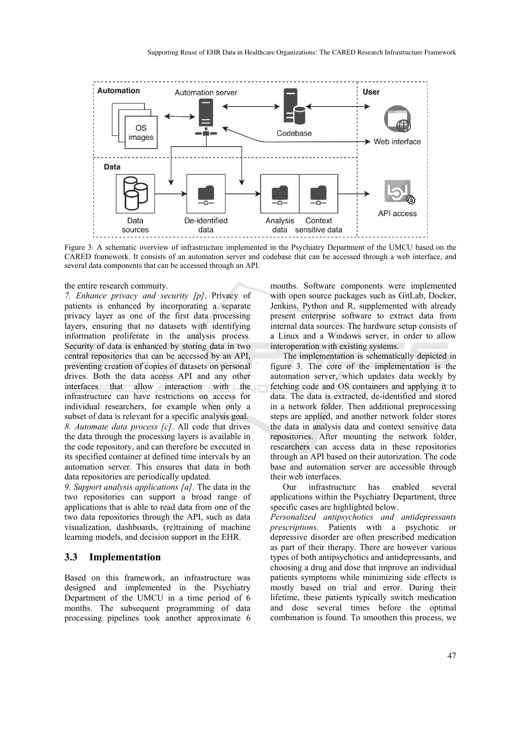Figure 3: A schematic overview of infrastructure implemented in the Psychiatry Department of the UMCU based on the CARED framework. It consists of an automation server and codebase that can be accessed through a web interface, and several data components that can be accessed through an API.

the entire research commuity.

*7. Enhance privacy and security [p]*. Privacy of patients is enhanced by incorporating a separate privacy layer as one of the first data processing layers, ensuring that no datasets with identifying information proliferate in the analysis process. Security of data is enhanced by storing data in two central repositories that can be accessed by an API, preventing creation of copies of datasets on personal drives. Both the data access API and any other interfaces that allow interaction with the infrastructure can have restrictions on access for individual researchers, for example when only a subset of data is relevant for a specific analysis goal.

*8. Automate data process [c]*. All code that drives the data through the processing layers is available in the code repository, and can therefore be executed in its specified container at defined time intervals by an automation server. This ensures that data in both data repositories are periodically updated.

*9. Support analysis applications [a].* The data in the two repositories can support a broad range of applications that is able to read data from one of the two data repositories through the API, such as data visualization, dashboards, (re)training of machine learning models, and decision support in the EHR.

### 3.3 Implementation

Based on this framework, an infrastructure was designed and implemented in the Psychiatry Department of the UMCU in a time period of 6 months. The subsequent programming of data processing pipelines took another approximate 6 months. Software components were implemented with open source packages such as GitLab, Docker, Jenkins, Python and R, supplemented with already present enterprise software to extract data from internal data sources. The hardware setup consists of a Linux and a Windows server, in order to allow interoperation with existing systems.

The implementation is schematically depicted in figure 3. The core of the implementation is the automation server, which updates data weekly by fetching code and OS containers and applying it to data. The data is extracted, de-identified and stored in a network folder. Then additional preprocessing steps are applied, and another network folder stores the data in analysis data and context sensitive data repositories. After mounting the network folder, researchers can access data in these repositories through an API based on their autorization. The code base and automation server are accessible through their web interfaces.

Our infrastructure has enabled several applications within the Psychiatry Department, three specific cases are highlighted below.

*Personalized antipsychotics and antidepressants prescriptions*. Patients with a psychotic or depressive disorder are often prescribed medication as part of their therapy. There are however various types of both antipsychotics and antidepressants, and choosing a drug and dose that improve an individual patients symptoms while minimizing side effects is mostly based on trial and error. During their lifetime, these patients typically switch medication and dose several times before the optimal combination is found. To smoothen this process, we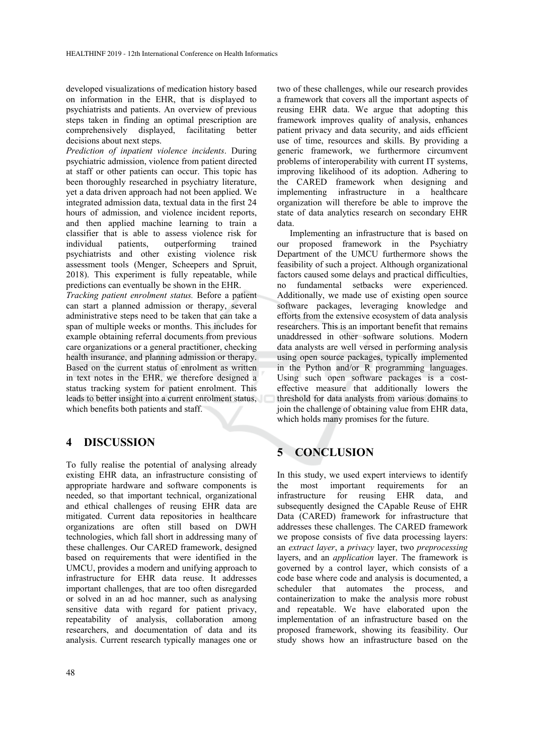developed visualizations of medication history based on information in the EHR, that is displayed to psychiatrists and patients. An overview of previous steps taken in finding an optimal prescription are comprehensively displayed, facilitating better decisions about next steps.

*Prediction of inpatient violence incidents*. During psychiatric admission, violence from patient directed at staff or other patients can occur. This topic has been thoroughly researched in psychiatry literature, yet a data driven approach had not been applied. We integrated admission data, textual data in the first 24 hours of admission, and violence incident reports, and then applied machine learning to train a classifier that is able to assess violence risk for individual patients, outperforming trained psychiatrists and other existing violence risk assessment tools (Menger, Scheepers and Spruit, 2018). This experiment is fully repeatable, while predictions can eventually be shown in the EHR.

*Tracking patient enrolment status.* Before a patient can start a planned admission or therapy, several administrative steps need to be taken that can take a span of multiple weeks or months. This includes for example obtaining referral documents from previous care organizations or a general practitioner, checking health insurance, and planning admission or therapy. Based on the current status of enrolment as written in text notes in the EHR, we therefore designed a status tracking system for patient enrolment. This leads to better insight into a current enrolment status, which benefits both patients and staff.

## 4 DISCUSSION

To fully realise the potential of analysing already existing EHR data, an infrastructure consisting of appropriate hardware and software components is needed, so that important technical, organizational and ethical challenges of reusing EHR data are mitigated. Current data repositories in healthcare organizations are often still based on DWH technologies, which fall short in addressing many of these challenges. Our CARED framework, designed based on requirements that were identified in the UMCU, provides a modern and unifying approach to infrastructure for EHR data reuse. It addresses important challenges, that are too often disregarded or solved in an ad hoc manner, such as analysing sensitive data with regard for patient privacy, repeatability of analysis, collaboration among researchers, and documentation of data and its analysis. Current research typically manages one or two of these challenges, while our research provides a framework that covers all the important aspects of reusing EHR data. We argue that adopting this framework improves quality of analysis, enhances patient privacy and data security, and aids efficient use of time, resources and skills. By providing a generic framework, we furthermore circumvent problems of interoperability with current IT systems, improving likelihood of its adoption. Adhering to the CARED framework when designing and implementing infrastructure in a healthcare organization will therefore be able to improve the state of data analytics research on secondary EHR data.

Implementing an infrastructure that is based on our proposed framework in the Psychiatry Department of the UMCU furthermore shows the feasibility of such a project. Although organizational factors caused some delays and practical difficulties, no fundamental setbacks were experienced. Additionally, we made use of existing open source software packages, leveraging knowledge and efforts from the extensive ecosystem of data analysis researchers. This is an important benefit that remains unaddressed in other software solutions. Modern data analysts are well versed in performing analysis using open source packages, typically implemented in the Python and/or R programming languages. Using such open software packages is a cost-effective measure that additionally lowers the threshold for data analysts from various domains to join the challenge of obtaining value from EHR data, which holds many promises for the future.

## 5 CONCLUSION

In this study, we used expert interviews to identify the most important requirements for an infrastructure for reusing EHR data, and subsequently designed the CApable Reuse of EHR Data (CARED) framework for infrastructure that addresses these challenges. The CARED framework we propose consists of five data processing layers: an *extract layer*, a *privacy* layer, two *preprocessing* layers, and an *application* layer. The framework is governed by a control layer, which consists of a code base where code and analysis is documented, a scheduler that automates the process, and containerization to make the analysis more robust and repeatable. We have elaborated upon the implementation of an infrastructure based on the proposed framework, showing its feasibility. Our study shows how an infrastructure based on the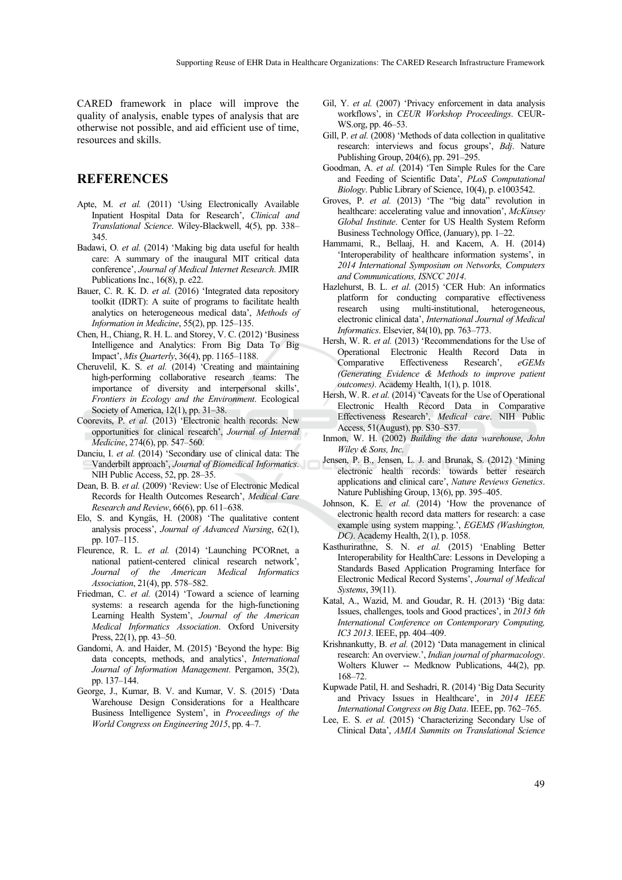CARED framework in place will improve the quality of analysis, enable types of analysis that are otherwise not possible, and aid efficient use of time, resources and skills.

## REFERENCES

Apte, M. *et al.* (2011) 'Using Electronically Available Inpatient Hospital Data for Research', *Clinical and Translational Science*. Wiley-Blackwell, 4(5), pp. 338–345.

Badawi, O. *et al.* (2014) 'Making big data useful for health care: A summary of the inaugural MIT critical data conference', *Journal of Medical Internet Research*. JMIR Publications Inc., 16(8), p. e22.

Bauer, C. R. K. D. *et al.* (2016) 'Integrated data repository toolkit (IDRT): A suite of programs to facilitate health analytics on heterogeneous medical data', *Methods of Information in Medicine*, 55(2), pp. 125–135.

Chen, H., Chiang, R. H. L. and Storey, V. C. (2012) 'Business Intelligence and Analytics: From Big Data To Big Impact', *Mis Quarterly*, 36(4), pp. 1165–1188.

Cheruvelil, K. S. *et al.* (2014) 'Creating and maintaining high-performing collaborative research teams: The importance of diversity and interpersonal skills', *Frontiers in Ecology and the Environment*. Ecological Society of America, 12(1), pp. 31–38.

Coorevits, P. *et al.* (2013) 'Electronic health records: New opportunities for clinical research', *Journal of Internal Medicine*, 274(6), pp. 547–560.

Danciu, I. *et al.* (2014) 'Secondary use of clinical data: The Vanderbilt approach', *Journal of Biomedical Informatics*. NIH Public Access, 52, pp. 28–35.

Dean, B. B. *et al.* (2009) 'Review: Use of Electronic Medical Records for Health Outcomes Research', *Medical Care Research and Review*, 66(6), pp. 611–638.

Elo, S. and Kyngäs, H. (2008) 'The qualitative content analysis process', *Journal of Advanced Nursing*, 62(1), pp. 107–115.

Fleurence, R. L. *et al.* (2014) 'Launching PCORnet, a national patient-centered clinical research network', *Journal of the American Medical Informatics Association*, 21(4), pp. 578–582.

Friedman, C. *et al.* (2014) 'Toward a science of learning systems: a research agenda for the high-functioning Learning Health System', *Journal of the American Medical Informatics Association*. Oxford University Press, 22(1), pp. 43–50.

Gandomi, A. and Haider, M. (2015) 'Beyond the hype: Big data concepts, methods, and analytics', *International Journal of Information Management*. Pergamon, 35(2), pp. 137–144.

George, J., Kumar, B. V. and Kumar, V. S. (2015) 'Data Warehouse Design Considerations for a Healthcare Business Intelligence System', in *Proceedings of the World Congress on Engineering 2015*, pp. 4–7.

Gil, Y. *et al.* (2007) 'Privacy enforcement in data analysis workflows', in *CEUR Workshop Proceedings*. CEUR-WS.org, pp. 46–53.

Gill, P. *et al.* (2008) 'Methods of data collection in qualitative research: interviews and focus groups', *Bdj*. Nature Publishing Group, 204(6), pp. 291–295.

Goodman, A. *et al.* (2014) 'Ten Simple Rules for the Care and Feeding of Scientific Data', *PLoS Computational Biology*. Public Library of Science, 10(4), p. e1003542.

Groves, P. *et al.* (2013) 'The "big data" revolution in healthcare: accelerating value and innovation', *McKinsey Global Institute*. Center for US Health System Reform Business Technology Office, (January), pp. 1–22.

Hammami, R., Bellaaj, H. and Kacem, A. H. (2014) 'Interoperability of healthcare information systems', in *2014 International Symposium on Networks, Computers and Communications, ISNCC 2014*.

Hazlehurst, B. L. *et al.* (2015) 'CER Hub: An informatics platform for conducting comparative effectiveness research using multi-institutional, heterogeneous, electronic clinical data', *International Journal of Medical Informatics*. Elsevier, 84(10), pp. 763–773.

Hersh, W. R. *et al.* (2013) 'Recommendations for the Use of Operational Electronic Health Record Data in Comparative Effectiveness Research', *eGEMs (Generating Evidence & Methods to improve patient outcomes)*. Academy Health, 1(1), p. 1018.

Hersh, W. R. *et al.* (2014) 'Caveats for the Use of Operational Electronic Health Record Data in Comparative Effectiveness Research', *Medical care*. NIH Public Access, 51(August), pp. S30–S37.

Inmon, W. H. (2002) *Building the data warehouse*, *John Wiley & Sons, Inc.*

Jensen, P. B., Jensen, L. J. and Brunak, S. (2012) 'Mining electronic health records: towards better research applications and clinical care', *Nature Reviews Genetics*. Nature Publishing Group, 13(6), pp. 395–405.

Johnson, K. E. *et al.* (2014) 'How the provenance of electronic health record data matters for research: a case example using system mapping.', *EGEMS (Washington, DC)*. Academy Health, 2(1), p. 1058.

Kasthurirathne, S. N. *et al.* (2015) 'Enabling Better Interoperability for HealthCare: Lessons in Developing a Standards Based Application Programing Interface for Electronic Medical Record Systems', *Journal of Medical Systems*, 39(11).

Katal, A., Wazid, M. and Goudar, R. H. (2013) 'Big data: Issues, challenges, tools and Good practices', in *2013 6th International Conference on Contemporary Computing, IC3 2013*. IEEE, pp. 404–409.

Krishnankutty, B. *et al.* (2012) 'Data management in clinical research: An overview.', *Indian journal of pharmacology*. Wolters Kluwer -- Medknow Publications, 44(2), pp. 168–72.

Kupwade Patil, H. and Seshadri, R. (2014) 'Big Data Security and Privacy Issues in Healthcare', in *2014 IEEE International Congress on Big Data*. IEEE, pp. 762–765.

Lee, E. S. *et al.* (2015) 'Characterizing Secondary Use of Clinical Data', *AMIA Summits on Translational Science*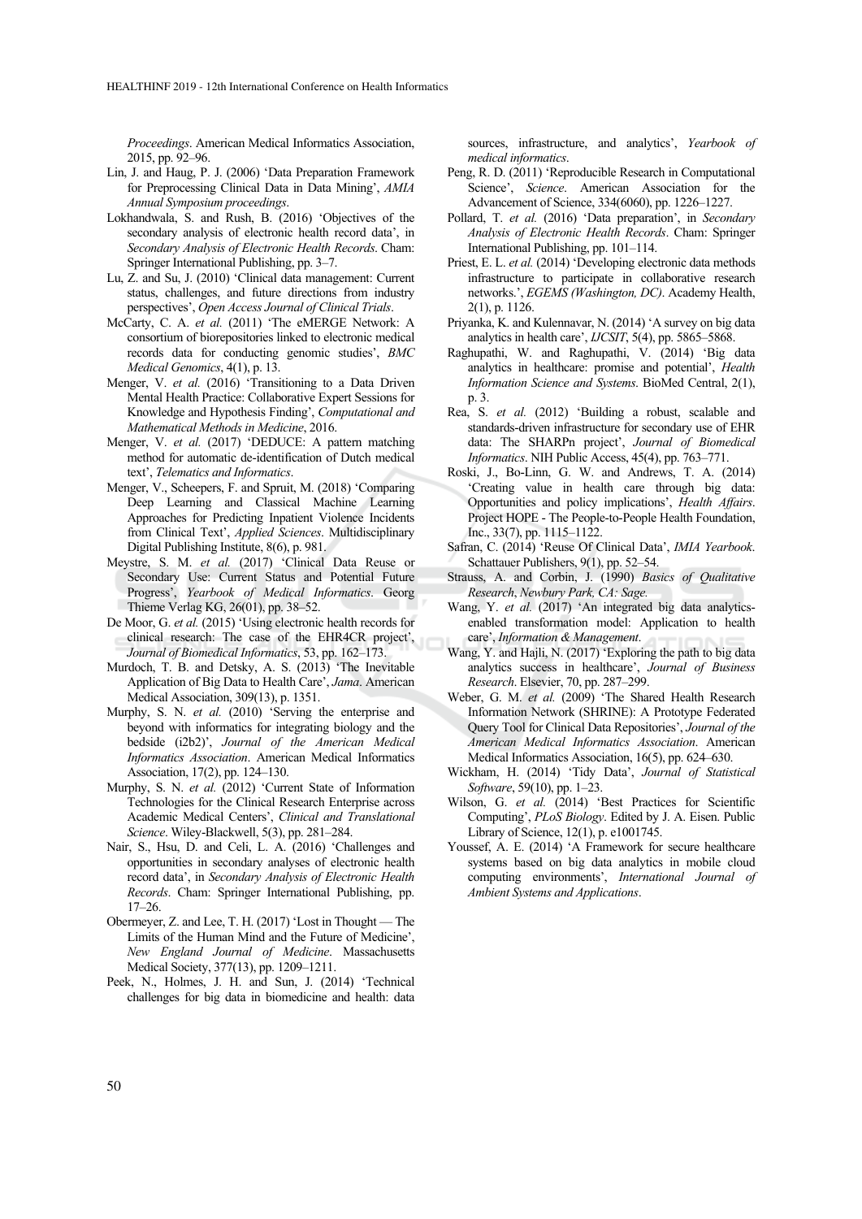*Proceedings*. American Medical Informatics Association, 2015, pp. 92–96.

Lin, J. and Haug, P. J. (2006) 'Data Preparation Framework for Preprocessing Clinical Data in Data Mining', *AMIA Annual Symposium proceedings*.

Lokhandwala, S. and Rush, B. (2016) 'Objectives of the secondary analysis of electronic health record data', in *Secondary Analysis of Electronic Health Records*. Cham: Springer International Publishing, pp. 3–7.

Lu, Z. and Su, J. (2010) 'Clinical data management: Current status, challenges, and future directions from industry perspectives', *Open Access Journal of Clinical Trials*.

McCarty, C. A. *et al.* (2011) 'The eMERGE Network: A consortium of biorepositories linked to electronic medical records data for conducting genomic studies', *BMC Medical Genomics*, 4(1), p. 13.

Menger, V. *et al.* (2016) 'Transitioning to a Data Driven Mental Health Practice: Collaborative Expert Sessions for Knowledge and Hypothesis Finding', *Computational and Mathematical Methods in Medicine*, 2016.

Menger, V. *et al.* (2017) 'DEDUCE: A pattern matching method for automatic de-identification of Dutch medical text', *Telematics and Informatics*.

Menger, V., Scheepers, F. and Spruit, M. (2018) 'Comparing Deep Learning and Classical Machine Learning Approaches for Predicting Inpatient Violence Incidents from Clinical Text', *Applied Sciences*. Multidisciplinary Digital Publishing Institute, 8(6), p. 981.

Meystre, S. M. *et al.* (2017) 'Clinical Data Reuse or Secondary Use: Current Status and Potential Future Progress', *Yearbook of Medical Informatics*. Georg Thieme Verlag KG, 26(01), pp. 38–52.

De Moor, G. *et al.* (2015) 'Using electronic health records for clinical research: The case of the EHR4CR project', *Journal of Biomedical Informatics*, 53, pp. 162–173.

Murdoch, T. B. and Detsky, A. S. (2013) 'The Inevitable Application of Big Data to Health Care', *Jama*. American Medical Association, 309(13), p. 1351.

Murphy, S. N. *et al.* (2010) 'Serving the enterprise and beyond with informatics for integrating biology and the bedside (i2b2)', *Journal of the American Medical Informatics Association*. American Medical Informatics Association, 17(2), pp. 124–130.

Murphy, S. N. *et al.* (2012) 'Current State of Information Technologies for the Clinical Research Enterprise across Academic Medical Centers', *Clinical and Translational Science*. Wiley-Blackwell, 5(3), pp. 281–284.

Nair, S., Hsu, D. and Celi, L. A. (2016) 'Challenges and opportunities in secondary analyses of electronic health record data', in *Secondary Analysis of Electronic Health Records*. Cham: Springer International Publishing, pp. 17–26.

Obermeyer, Z. and Lee, T. H. (2017) 'Lost in Thought — The Limits of the Human Mind and the Future of Medicine', *New England Journal of Medicine*. Massachusetts Medical Society, 377(13), pp. 1209–1211.

Peek, N., Holmes, J. H. and Sun, J. (2014) 'Technical challenges for big data in biomedicine and health: data sources, infrastructure, and analytics', *Yearbook of medical informatics*.

Peng, R. D. (2011) 'Reproducible Research in Computational Science', *Science*. American Association for the Advancement of Science, 334(6060), pp. 1226–1227.

Pollard, T. *et al.* (2016) 'Data preparation', in *Secondary Analysis of Electronic Health Records*. Cham: Springer International Publishing, pp. 101–114.

Priest, E. L. *et al.* (2014) 'Developing electronic data methods infrastructure to participate in collaborative research networks.', *EGEMS (Washington, DC)*. Academy Health, 2(1), p. 1126.

Priyanka, K. and Kulennavar, N. (2014) 'A survey on big data analytics in health care', *IJCSIT*, 5(4), pp. 5865–5868.

Raghupathi, W. and Raghupathi, V. (2014) 'Big data analytics in healthcare: promise and potential', *Health Information Science and Systems*. BioMed Central, 2(1), p. 3.

Rea, S. *et al.* (2012) 'Building a robust, scalable and standards-driven infrastructure for secondary use of EHR data: The SHARPn project', *Journal of Biomedical Informatics*. NIH Public Access, 45(4), pp. 763–771.

Roski, J., Bo-Linn, G. W. and Andrews, T. A. (2014) 'Creating value in health care through big data: Opportunities and policy implications', *Health Affairs*. Project HOPE - The People-to-People Health Foundation, Inc., 33(7), pp. 1115–1122.

Safran, C. (2014) 'Reuse Of Clinical Data', *IMIA Yearbook*. Schattauer Publishers, 9(1), pp. 52–54.

Strauss, A. and Corbin, J. (1990) *Basics of Qualitative Research*, *Newbury Park, CA: Sage.*

Wang, Y. *et al.* (2017) 'An integrated big data analytics-enabled transformation model: Application to health care', *Information & Management*.

Wang, Y. and Hajli, N. (2017) 'Exploring the path to big data analytics success in healthcare', *Journal of Business Research*. Elsevier, 70, pp. 287–299.

Weber, G. M. *et al.* (2009) 'The Shared Health Research Information Network (SHRINE): A Prototype Federated Query Tool for Clinical Data Repositories', *Journal of the American Medical Informatics Association*. American Medical Informatics Association, 16(5), pp. 624–630.

Wickham, H. (2014) 'Tidy Data', *Journal of Statistical Software*, 59(10), pp. 1–23.

Wilson, G. *et al.* (2014) 'Best Practices for Scientific Computing', *PLoS Biology*. Edited by J. A. Eisen. Public Library of Science, 12(1), p. e1001745.

Youssef, A. E. (2014) 'A Framework for secure healthcare systems based on big data analytics in mobile cloud computing environments', *International Journal of Ambient Systems and Applications*.